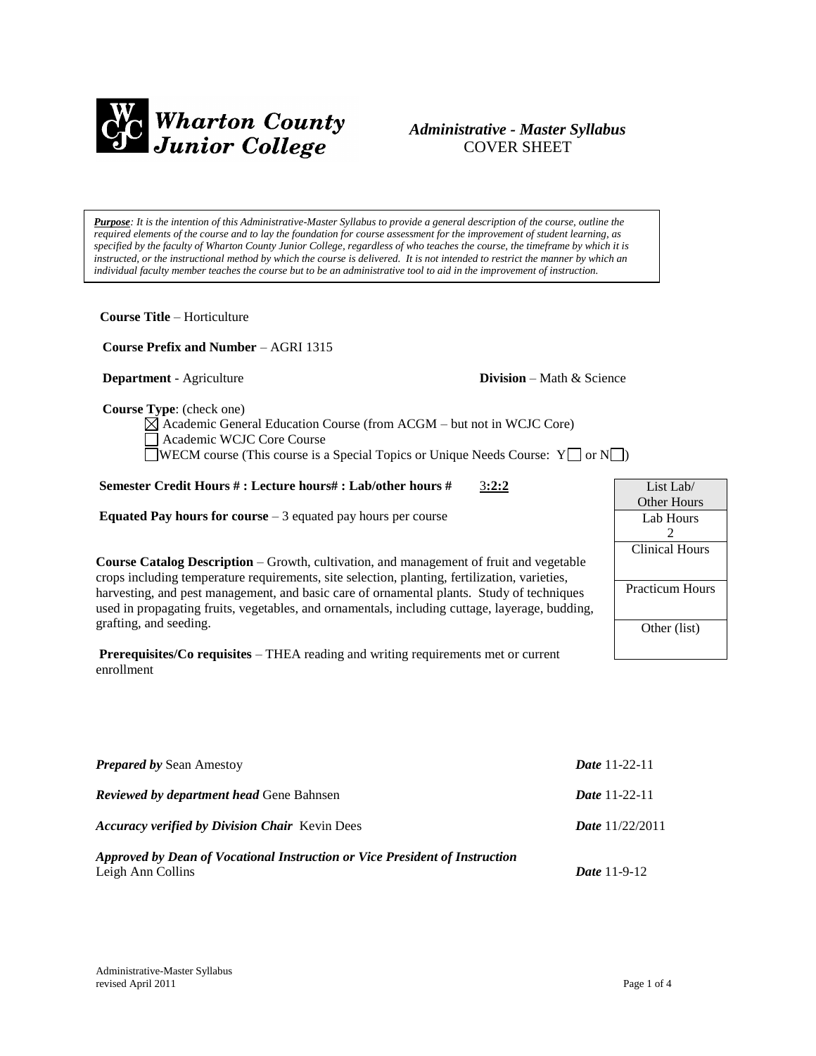# Wharton County Junior College

## *Administrative - Master Syllabus*
COVER SHEET

*__Purpose__: It is the intention of this Administrative-Master Syllabus to provide a general description of the course, outline the required elements of the course and to lay the foundation for course assessment for the improvement of student learning, as specified by the faculty of Wharton County Junior College, regardless of who teaches the course, the timeframe by which it is instructed, or the instructional method by which the course is delivered. It is not intended to restrict the manner by which an individual faculty member teaches the course but to be an administrative tool to aid in the improvement of instruction.*

**Course Title** – Horticulture

**Course Prefix and Number** – AGRI 1315

**Department** - Agriculture **Division** – Math & Science

**Course Type**: (check one)

- ☒ Academic General Education Course (from ACGM – but not in WCJC Core)
- ☐ Academic WCJC Core Course
- ☐ WECM course (This course is a Special Topics or Unique Needs Course: Y☐ or N☐)

**Semester Credit Hours # : Lecture hours# : Lab/other hours #** 3**:2:2**

**Equated Pay hours for course** – 3 equated pay hours per course

**Course Catalog Description** – Growth, cultivation, and management of fruit and vegetable crops including temperature requirements, site selection, planting, fertilization, varieties, harvesting, and pest management, and basic care of ornamental plants. Study of techniques used in propagating fruits, vegetables, and ornamentals, including cuttage, layerage, budding, grafting, and seeding.

**Prerequisites/Co requisites** – THEA reading and writing requirements met or current enrollment

| List Lab/ Other Hours |
|---|
| Lab Hours 2 |
| Clinical Hours |
| Practicum Hours |
| Other (list) |

***Prepared by*** Sean Amestoy ***Date*** 11-22-11

***Reviewed by department head*** Gene Bahnsen ***Date*** 11-22-11

***Accuracy verified by Division Chair*** Kevin Dees ***Date*** 11/22/2011

***Approved by Dean of Vocational Instruction or Vice President of Instruction***
Leigh Ann Collins ***Date*** 11-9-12

Administrative-Master Syllabus
revised April 2011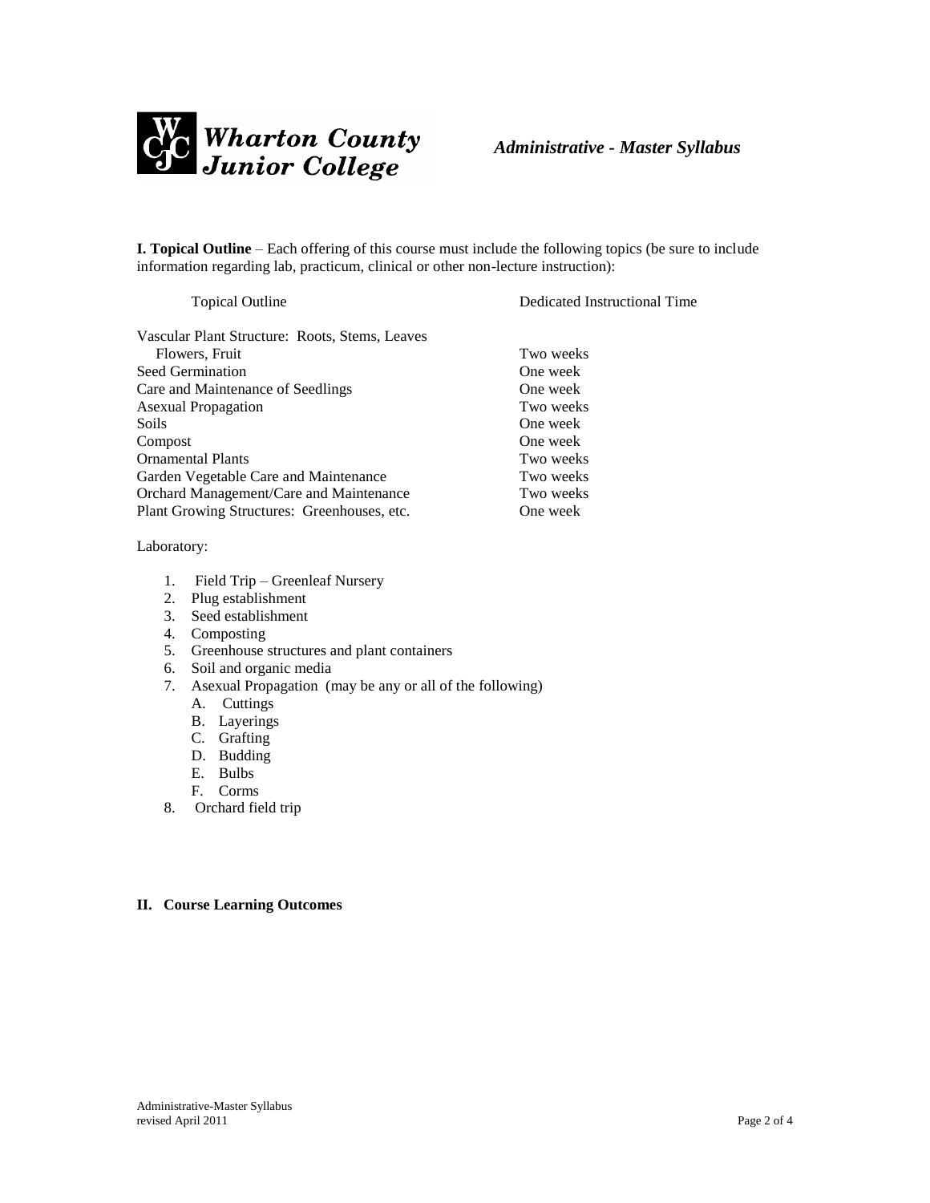**I. Topical Outline** – Each offering of this course must include the following topics (be sure to include information regarding lab, practicum, clinical or other non-lecture instruction):

| Topical Outline | Dedicated Instructional Time |
|---|---|
| Vascular Plant Structure: Roots, Stems, Leaves Flowers, Fruit | Two weeks |
| Seed Germination | One week |
| Care and Maintenance of Seedlings | One week |
| Asexual Propagation | Two weeks |
| Soils | One week |
| Compost | One week |
| Ornamental Plants | Two weeks |
| Garden Vegetable Care and Maintenance | Two weeks |
| Orchard Management/Care and Maintenance | Two weeks |
| Plant Growing Structures: Greenhouses, etc. | One week |

Laboratory:

1. Field Trip – Greenleaf Nursery
2. Plug establishment
3. Seed establishment
4. Composting
5. Greenhouse structures and plant containers
6. Soil and organic media
7. Asexual Propagation (may be any or all of the following)
   - A. Cuttings
   - B. Layerings
   - C. Grafting
   - D. Budding
   - E. Bulbs
   - F. Corms
8. Orchard field trip

## II. Course Learning Outcomes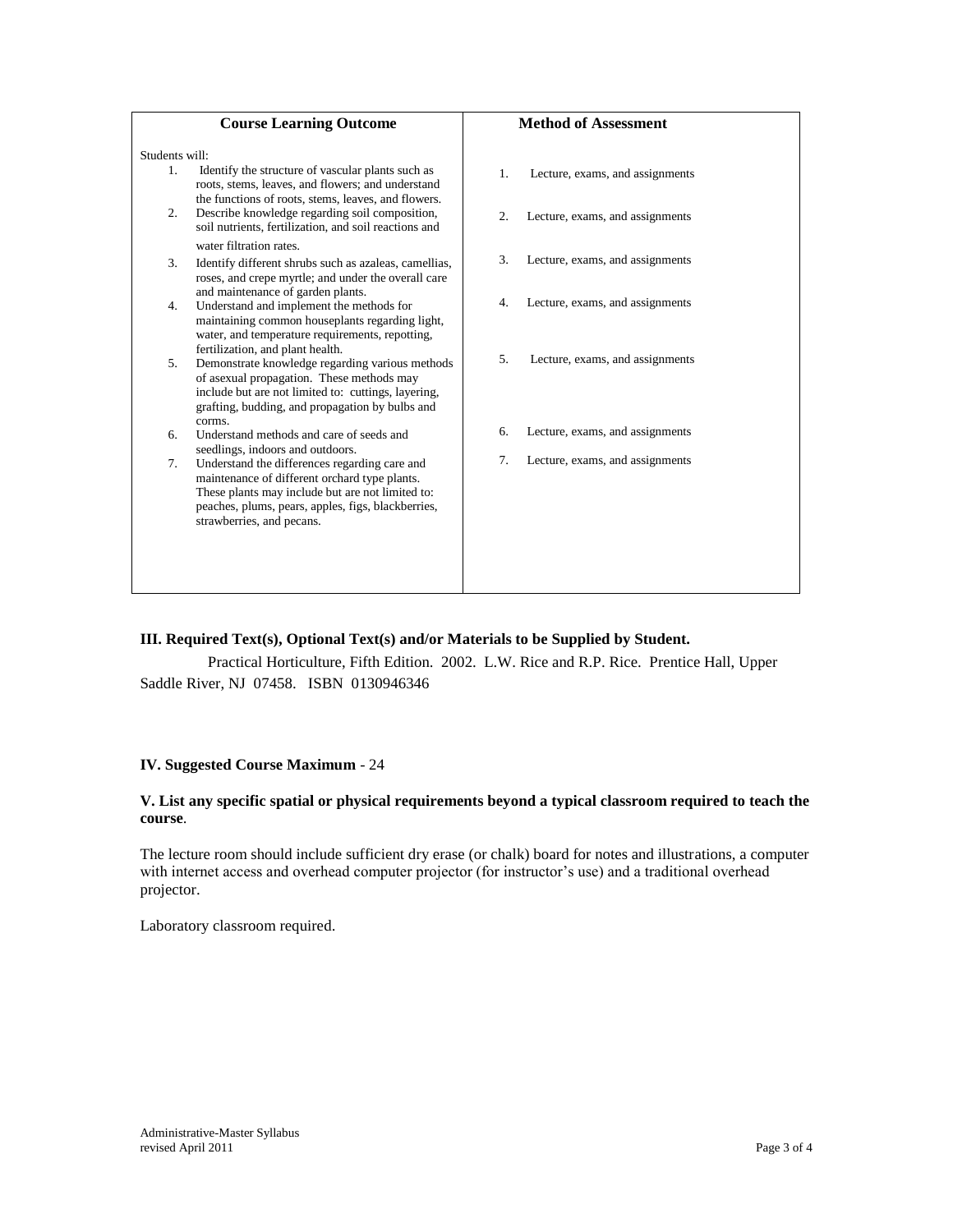| Course Learning Outcome | Method of Assessment |
|---|---|
| Students will:<br>1. Identify the structure of vascular plants such as roots, stems, leaves, and flowers; and understand the functions of roots, stems, leaves, and flowers. | 1. Lecture, exams, and assignments |
| 2. Describe knowledge regarding soil composition, soil nutrients, fertilization, and soil reactions and water filtration rates. | 2. Lecture, exams, and assignments |
| 3. Identify different shrubs such as azaleas, camellias, roses, and crepe myrtle; and under the overall care and maintenance of garden plants. | 3. Lecture, exams, and assignments |
| 4. Understand and implement the methods for maintaining common houseplants regarding light, water, and temperature requirements, repotting, fertilization, and plant health. | 4. Lecture, exams, and assignments |
| 5. Demonstrate knowledge regarding various methods of asexual propagation. These methods may include but are not limited to: cuttings, layering, grafting, budding, and propagation by bulbs and corms. | 5. Lecture, exams, and assignments |
| 6. Understand methods and care of seeds and seedlings, indoors and outdoors. | 6. Lecture, exams, and assignments |
| 7. Understand the differences regarding care and maintenance of different orchard type plants. These plants may include but are not limited to: peaches, plums, pears, apples, figs, blackberries, strawberries, and pecans. | 7. Lecture, exams, and assignments |

**III. Required Text(s), Optional Text(s) and/or Materials to be Supplied by Student.**

Practical Horticulture, Fifth Edition. 2002. L.W. Rice and R.P. Rice. Prentice Hall, Upper Saddle River, NJ 07458. ISBN 0130946346

**IV. Suggested Course Maximum** - 24

**V. List any specific spatial or physical requirements beyond a typical classroom required to teach the course**.

The lecture room should include sufficient dry erase (or chalk) board for notes and illustrations, a computer with internet access and overhead computer projector (for instructor's use) and a traditional overhead projector.

Laboratory classroom required.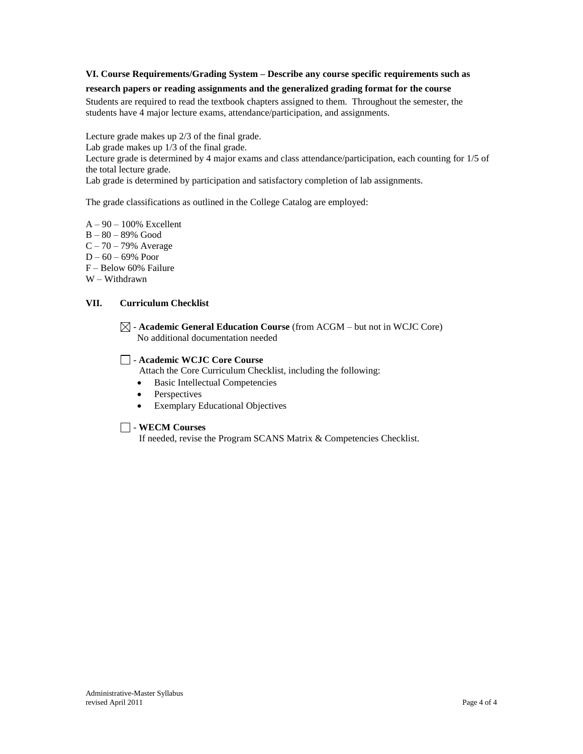**VI. Course Requirements/Grading System – Describe any course specific requirements such as research papers or reading assignments and the generalized grading format for the course**

Students are required to read the textbook chapters assigned to them. Throughout the semester, the students have 4 major lecture exams, attendance/participation, and assignments.

Lecture grade makes up 2/3 of the final grade.
Lab grade makes up 1/3 of the final grade.
Lecture grade is determined by 4 major exams and class attendance/participation, each counting for 1/5 of the total lecture grade.
Lab grade is determined by participation and satisfactory completion of lab assignments.

The grade classifications as outlined in the College Catalog are employed:

A – 90 – 100% Excellent
B – 80 – 89% Good
C – 70 – 79% Average
D – 60 – 69% Poor
F – Below 60% Failure
W – Withdrawn

**VII. Curriculum Checklist**

☒ - **Academic General Education Course** (from ACGM – but not in WCJC Core)
No additional documentation needed

☐ - **Academic WCJC Core Course**
Attach the Core Curriculum Checklist, including the following:

- Basic Intellectual Competencies
- Perspectives
- Exemplary Educational Objectives

☐ - **WECM Courses**
If needed, revise the Program SCANS Matrix & Competencies Checklist.